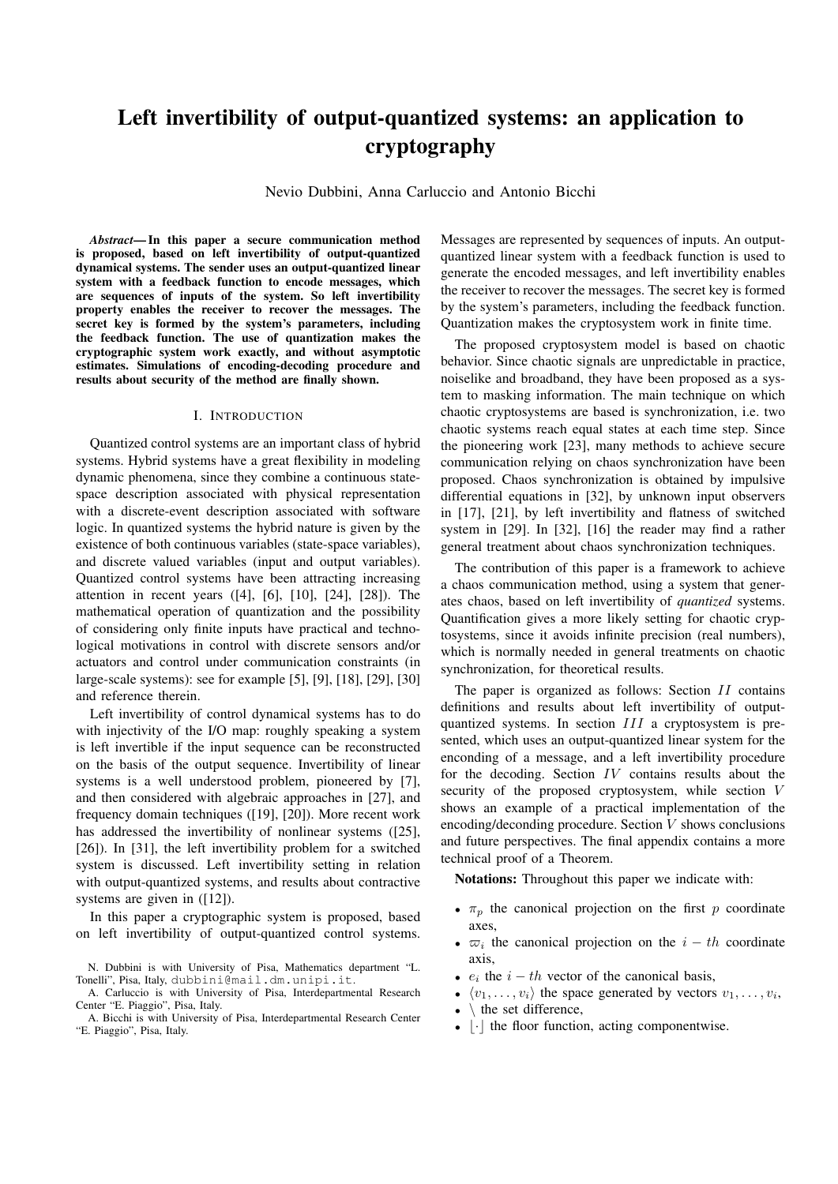# Left invertibility of output-quantized systems: an application to cryptography

Nevio Dubbini, Anna Carluccio and Antonio Bicchi

***Abstract*— In this paper a secure communication method is proposed, based on left invertibility of output-quantized dynamical systems. The sender uses an output-quantized linear system with a feedback function to encode messages, which are sequences of inputs of the system. So left invertibility property enables the receiver to recover the messages. The secret key is formed by the system's parameters, including the feedback function. The use of quantization makes the cryptographic system work exactly, and without asymptotic estimates. Simulations of encoding-decoding procedure and results about security of the method are finally shown.**

## I. Introduction

Quantized control systems are an important class of hybrid systems. Hybrid systems have a great flexibility in modeling dynamic phenomena, since they combine a continuous state-space description associated with physical representation with a discrete-event description associated with software logic. In quantized systems the hybrid nature is given by the existence of both continuous variables (state-space variables), and discrete valued variables (input and output variables). Quantized control systems have been attracting increasing attention in recent years ([4], [6], [10], [24], [28]). The mathematical operation of quantization and the possibility of considering only finite inputs have practical and technological motivations in control with discrete sensors and/or actuators and control under communication constraints (in large-scale systems): see for example [5], [9], [18], [29], [30] and reference therein.

Left invertibility of control dynamical systems has to do with injectivity of the I/O map: roughly speaking a system is left invertible if the input sequence can be reconstructed on the basis of the output sequence. Invertibility of linear systems is a well understood problem, pioneered by [7], and then considered with algebraic approaches in [27], and frequency domain techniques ([19], [20]). More recent work has addressed the invertibility of nonlinear systems ([25], [26]). In [31], the left invertibility problem for a switched system is discussed. Left invertibility setting in relation with output-quantized systems, and results about contractive systems are given in ([12]).

In this paper a cryptographic system is proposed, based on left invertibility of output-quantized control systems. Messages are represented by sequences of inputs. An output-quantized linear system with a feedback function is used to generate the encoded messages, and left invertibility enables the receiver to recover the messages. The secret key is formed by the system's parameters, including the feedback function. Quantization makes the cryptosystem work in finite time.

The proposed cryptosystem model is based on chaotic behavior. Since chaotic signals are unpredictable in practice, noiselike and broadband, they have been proposed as a system to masking information. The main technique on which chaotic cryptosystems are based is synchronization, i.e. two chaotic systems reach equal states at each time step. Since the pioneering work [23], many methods to achieve secure communication relying on chaos synchronization have been proposed. Chaos synchronization is obtained by impulsive differential equations in [32], by unknown input observers in [17], [21], by left invertibility and flatness of switched system in [29]. In [32], [16] the reader may find a rather general treatment about chaos synchronization techniques.

The contribution of this paper is a framework to achieve a chaos communication method, using a system that generates chaos, based on left invertibility of *quantized* systems. Quantification gives a more likely setting for chaotic cryptosystems, since it avoids infinite precision (real numbers), which is normally needed in general treatments on chaotic synchronization, for theoretical results.

The paper is organized as follows: Section $II$ contains definitions and results about left invertibility of output-quantized systems. In section $III$ a cryptosystem is presented, which uses an output-quantized linear system for the encoding of a message, and a left invertibility procedure for the decoding. Section $IV$ contains results about the security of the proposed cryptosystem, while section $V$ shows an example of a practical implementation of the encoding/deconding procedure. Section $V$ shows conclusions and future perspectives. The final appendix contains a more technical proof of a Theorem.

**Notations:** Throughout this paper we indicate with:

- $\pi_p$ the canonical projection on the first $p$ coordinate axes,
- $\varpi_i$ the canonical projection on the $i-th$ coordinate axis,
- $e_i$ the $i-th$ vector of the canonical basis,
- $\langle v_1, \ldots, v_i \rangle$ the space generated by vectors $v_1, \ldots, v_i$,
- $\setminus$ the set difference,
- $\lfloor \cdot \rfloor$ the floor function, acting componentwise.

N. Dubbini is with University of Pisa, Mathematics department "L. Tonelli", Pisa, Italy, dubbini@mail.dm.unipi.it.

A. Carluccio is with University of Pisa, Interdepartmental Research Center "E. Piaggio", Pisa, Italy.

A. Bicchi is with University of Pisa, Interdepartmental Research Center "E. Piaggio", Pisa, Italy.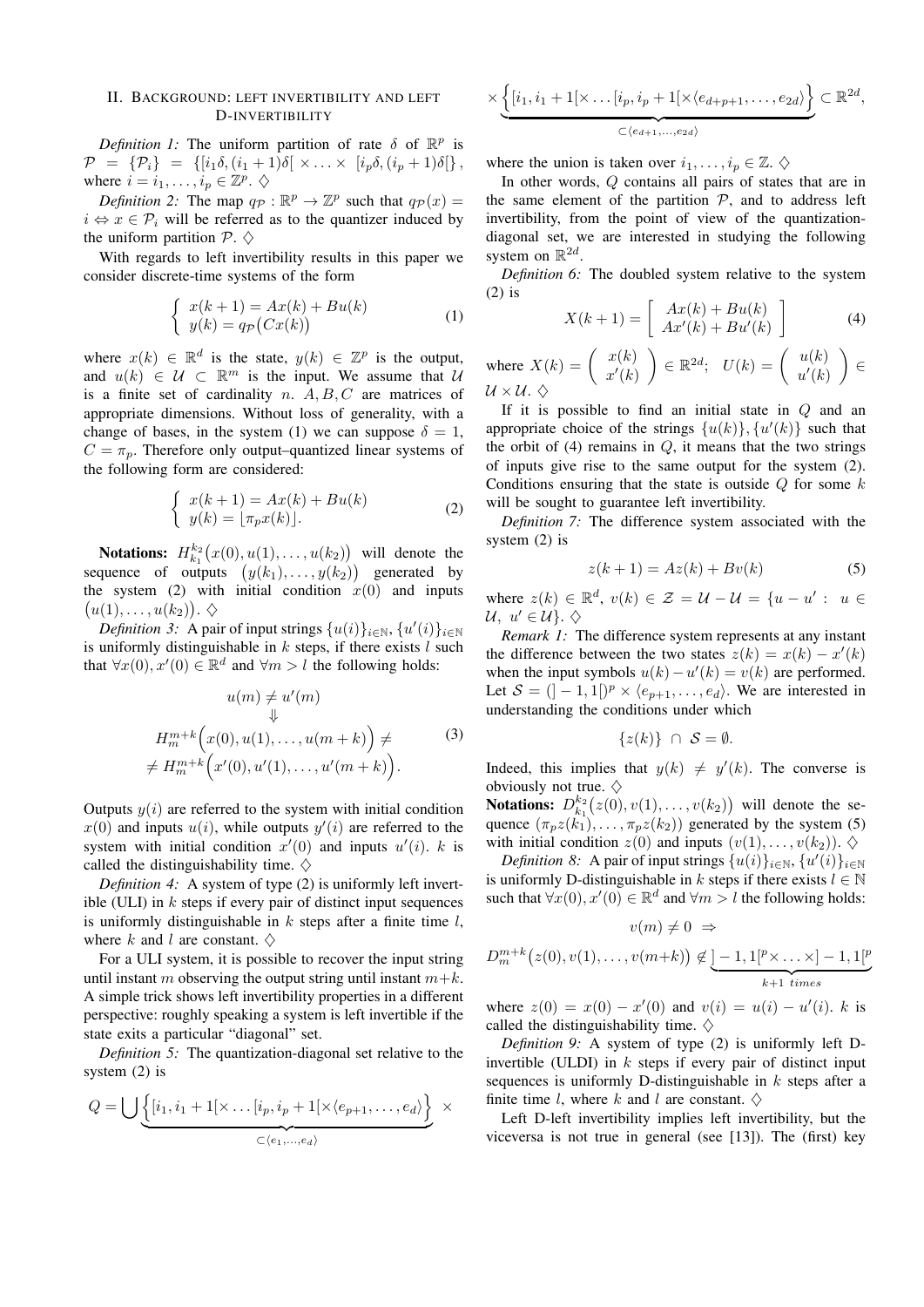## II. Background: left invertibility and left D-invertibility

*Definition 1:* The uniform partition of rate $\delta$ of $\mathbb{R}^p$ is $\mathcal{P} = \{\mathcal{P}_i\} = \{[i_1\delta,(i_1+1)\delta[\times\ldots\times[i_p\delta,(i_p+1)\delta[\}$, where $i = i_1,\ldots,i_p \in \mathbb{Z}^p$. $\diamondsuit$

*Definition 2:* The map $q_\mathcal{P} : \mathbb{R}^p \to \mathbb{Z}^p$ such that $q_\mathcal{P}(x) = i \Leftrightarrow x \in \mathcal{P}_i$ will be referred as to the quantizer induced by the uniform partition $\mathcal{P}$. $\diamondsuit$

With regards to left invertibility results in this paper we consider discrete-time systems of the form

$$\left\{\begin{array}{l} x(k+1) = Ax(k) + Bu(k) \\ y(k) = q_\mathcal{P}\big(Cx(k)\big) \end{array}\right. \tag{1}$$

where $x(k) \in \mathbb{R}^d$ is the state, $y(k) \in \mathbb{Z}^p$ is the output, and $u(k) \in \mathcal{U} \subset \mathbb{R}^m$ is the input. We assume that $\mathcal{U}$ is a finite set of cardinality $n$. $A, B, C$ are matrices of appropriate dimensions. Without loss of generality, with a change of bases, in the system (1) we can suppose $\delta = 1$, $C = \pi_p$. Therefore only output–quantized linear systems of the following form are considered:

$$\left\{\begin{array}{l} x(k+1) = Ax(k) + Bu(k) \\ y(k) = \lfloor \pi_p x(k) \rfloor. \end{array}\right. \tag{2}$$

**Notations:** $H_{k_1}^{k_2}\big(x(0),u(1),\ldots,u(k_2)\big)$ will denote the sequence of outputs $\big(y(k_1),\ldots,y(k_2)\big)$ generated by the system (2) with initial condition $x(0)$ and inputs $\big(u(1),\ldots,u(k_2)\big)$. $\diamondsuit$

*Definition 3:* A pair of input strings $\{u(i)\}_{i\in\mathbb{N}}, \{u'(i)\}_{i\in\mathbb{N}}$ is uniformly distinguishable in $k$ steps, if there exists $l$ such that $\forall x(0), x'(0) \in \mathbb{R}^d$ and $\forall m > l$ the following holds:

$$\begin{array}{c} u(m) \neq u'(m) \\ \Downarrow \\ H_m^{m+k}\Big(x(0),u(1),\ldots,u(m+k)\Big) \neq \\ \neq H_m^{m+k}\Big(x'(0),u'(1),\ldots,u'(m+k)\Big). \end{array} \tag{3}$$

Outputs $y(i)$ are referred to the system with initial condition $x(0)$ and inputs $u(i)$, while outputs $y'(i)$ are referred to the system with initial condition $x'(0)$ and inputs $u'(i)$. $k$ is called the distinguishability time. $\diamondsuit$

*Definition 4:* A system of type (2) is uniformly left invertible (ULI) in $k$ steps if every pair of distinct input sequences is uniformly distinguishable in $k$ steps after a finite time $l$, where $k$ and $l$ are constant. $\diamondsuit$

For a ULI system, it is possible to recover the input string until instant $m$ observing the output string until instant $m+k$. A simple trick shows left invertibility properties in a different perspective: roughly speaking a system is left invertible if the state exits a particular "diagonal" set.

*Definition 5:* The quantization-diagonal set relative to the system (2) is

$$Q = \bigcup \underbrace{\Big\{[i_1,i_1+1[\times\ldots[i_p,i_p+1[\times\langle e_{p+1},\ldots,e_d\rangle\Big\}}_{\subset\langle e_1,\ldots,e_d\rangle} \times$$

$$\times \underbrace{\Big\{[i_1,i_1+1[\times\ldots[i_p,i_p+1[\times\langle e_{d+p+1},\ldots,e_{2d}\rangle\Big\}}_{\subset\langle e_{d+1},\ldots,e_{2d}\rangle} \subset \mathbb{R}^{2d},$$

where the union is taken over $i_1,\ldots,i_p \in \mathbb{Z}$. $\diamondsuit$

In other words, $Q$ contains all pairs of states that are in the same element of the partition $\mathcal{P}$, and to address left invertibility, from the point of view of the quantization-diagonal set, we are interested in studying the following system on $\mathbb{R}^{2d}$.

*Definition 6:* The doubled system relative to the system (2) is

$$X(k+1) = \left[\begin{array}{c} Ax(k) + Bu(k) \\ Ax'(k) + Bu'(k) \end{array}\right] \tag{4}$$

where $X(k) = \left(\begin{array}{c} x(k) \\ x'(k) \end{array}\right) \in \mathbb{R}^{2d}$; $U(k) = \left(\begin{array}{c} u(k) \\ u'(k) \end{array}\right) \in \mathcal{U}\times\mathcal{U}$. $\diamondsuit$

If it is possible to find an initial state in $Q$ and an appropriate choice of the strings $\{u(k)\}, \{u'(k)\}$ such that the orbit of (4) remains in $Q$, it means that the two strings of inputs give rise to the same output for the system (2). Conditions ensuring that the state is outside $Q$ for some $k$ will be sought to guarantee left invertibility.

*Definition 7:* The difference system associated with the system (2) is

$$z(k+1) = Az(k) + Bv(k) \tag{5}$$

where $z(k) \in \mathbb{R}^d$, $v(k) \in \mathcal{Z} = \mathcal{U} - \mathcal{U} = \{u - u' :\ u \in \mathcal{U},\ u' \in \mathcal{U}\}$. $\diamondsuit$

*Remark 1:* The difference system represents at any instant the difference between the two states $z(k) = x(k) - x'(k)$ when the input symbols $u(k) - u'(k) = v(k)$ are performed. Let $\mathcal{S} = (]-1,1[)^p \times \langle e_{p+1},\ldots,e_d\rangle$. We are interested in understanding the conditions under which

$$\{z(k)\} \ \cap\ \mathcal{S} = \emptyset.$$

Indeed, this implies that $y(k) \neq y'(k)$. The converse is obviously not true. $\diamondsuit$

**Notations:** $D_{k_1}^{k_2}\big(z(0),v(1),\ldots,v(k_2)\big)$ will denote the sequence $(\pi_p z(k_1),\ldots,\pi_p z(k_2))$ generated by the system (5) with initial condition $z(0)$ and inputs $(v(1),\ldots,v(k_2))$. $\diamondsuit$

*Definition 8:* A pair of input strings $\{u(i)\}_{i\in\mathbb{N}}, \{u'(i)\}_{i\in\mathbb{N}}$ is uniformly D-distinguishable in $k$ steps if there exists $l \in \mathbb{N}$ such that $\forall x(0), x'(0) \in \mathbb{R}^d$ and $\forall m > l$ the following holds:

$$v(m) \neq 0 \ \Rightarrow$$

$$D_m^{m+k}\big(z(0),v(1),\ldots,v(m+k)\big) \notin \underbrace{]-1,1[^p\times\ldots\times]-1,1[^p}_{k+1\ times}$$

where $z(0) = x(0) - x'(0)$ and $v(i) = u(i) - u'(i)$. $k$ is called the distinguishability time. $\diamondsuit$

*Definition 9:* A system of type (2) is uniformly left D-invertible (ULDI) in $k$ steps if every pair of distinct input sequences is uniformly D-distinguishable in $k$ steps after a finite time $l$, where $k$ and $l$ are constant. $\diamondsuit$

Left D-left invertibility implies left invertibility, but the viceversa is not true in general (see [13]). The (first) key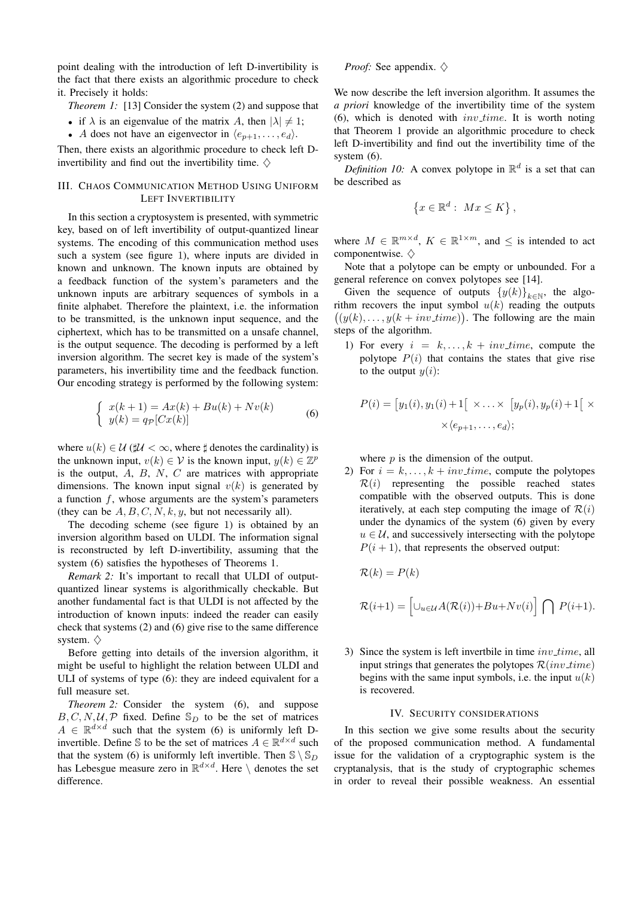point dealing with the introduction of left D-invertibility is the fact that there exists an algorithmic procedure to check it. Precisely it holds:

*Theorem 1:* [13] Consider the system (2) and suppose that

- if $\lambda$ is an eigenvalue of the matrix $A$, then $|\lambda| \neq 1$;
- $A$ does not have an eigenvector in $\langle e_{p+1}, \ldots, e_d \rangle$.

Then, there exists an algorithmic procedure to check left D-invertibility and find out the invertibility time. $\diamondsuit$

## III. Chaos Communication Method Using Uniform Left Invertibility

In this section a cryptosystem is presented, with symmetric key, based on of left invertibility of output-quantized linear systems. The encoding of this communication method uses such a system (see figure 1), where inputs are divided in known and unknown. The known inputs are obtained by a feedback function of the system's parameters and the unknown inputs are arbitrary sequences of symbols in a finite alphabet. Therefore the plaintext, i.e. the information to be transmitted, is the unknown input sequence, and the ciphertext, which has to be transmitted on a unsafe channel, is the output sequence. The decoding is performed by a left inversion algorithm. The secret key is made of the system's parameters, his invertibility time and the feedback function. Our encoding strategy is performed by the following system:

$$\left\{ \begin{array}{l} x(k+1) = Ax(k) + Bu(k) + Nv(k) \\ y(k) = q_{\mathcal{P}}[Cx(k)] \end{array} \right. \tag{6}$$

where $u(k) \in \mathcal{U}$ ($\sharp\mathcal{U} < \infty$, where $\sharp$ denotes the cardinality) is the unknown input, $v(k) \in \mathcal{V}$ is the known input, $y(k) \in \mathbb{Z}^p$ is the output, $A$, $B$, $N$, $C$ are matrices with appropriate dimensions. The known input signal $v(k)$ is generated by a function $f$, whose arguments are the system's parameters (they can be $A, B, C, N, k, y$, but not necessarily all).

The decoding scheme (see figure 1) is obtained by an inversion algorithm based on ULDI. The information signal is reconstructed by left D-invertibility, assuming that the system (6) satisfies the hypotheses of Theorems 1.

*Remark 2:* It's important to recall that ULDI of output-quantized linear systems is algorithmically checkable. But another fundamental fact is that ULDI is not affected by the introduction of known inputs: indeed the reader can easily check that systems (2) and (6) give rise to the same difference system. $\diamondsuit$

Before getting into details of the inversion algorithm, it might be useful to highlight the relation between ULDI and ULI of systems of type (6): they are indeed equivalent for a full measure set.

*Theorem 2:* Consider the system (6), and suppose $B, C, N, \mathcal{U}, \mathcal{P}$ fixed. Define $\mathbb{S}_D$ to be the set of matrices $A \in \mathbb{R}^{d\times d}$ such that the system (6) is uniformly left D-invertible. Define $\mathbb{S}$ to be the set of matrices $A \in \mathbb{R}^{d\times d}$ such that the system (6) is uniformly left invertible. Then $\mathbb{S} \setminus \mathbb{S}_D$ has Lebesgue measure zero in $\mathbb{R}^{d\times d}$. Here $\setminus$ denotes the set difference.

*Proof:* See appendix. $\diamondsuit$

We now describe the left inversion algorithm. It assumes the *a priori* knowledge of the invertibility time of the system (6), which is denoted with $inv\_time$. It is worth noting that Theorem 1 provide an algorithmic procedure to check left D-invertibility and find out the invertibility time of the system (6).

*Definition 10:* A convex polytope in $\mathbb{R}^d$ is a set that can be described as

$$\left\{ x \in \mathbb{R}^d : \; Mx \leq K \right\},$$

where $M \in \mathbb{R}^{m\times d}$, $K \in \mathbb{R}^{1\times m}$, and $\leq$ is intended to act componentwise. $\diamondsuit$

Note that a polytope can be empty or unbounded. For a general reference on convex polytopes see [14].

Given the sequence of outputs $\{y(k)\}_{k\in\mathbb{N}}$, the algorithm recovers the input symbol $u(k)$ reading the outputs $\big((y(k), \ldots, y(k + inv\_time)\big)$. The following are the main steps of the algorithm.

1) For every $i = k, \ldots, k + inv\_time$, compute the polytope $P(i)$ that contains the states that give rise to the output $y(i)$:

$$P(i) = \big[y_1(i), y_1(i)+1\big[ \times \ldots \times \big[y_p(i), y_p(i)+1\big[ \times \times \langle e_{p+1}, \ldots, e_d \rangle;$$

where $p$ is the dimension of the output.

2) For $i = k, \ldots, k + inv\_time$, compute the polytopes $\mathcal{R}(i)$ representing the possible reached states compatible with the observed outputs. This is done iteratively, at each step computing the image of $\mathcal{R}(i)$ under the dynamics of the system (6) given by every $u \in \mathcal{U}$, and successively intersecting with the polytope $P(i+1)$, that represents the observed output:

$$\mathcal{R}(k) = P(k)$$

$$\mathcal{R}(i+1) = \Big[\cup_{u\in\mathcal{U}} A(\mathcal{R}(i)) + Bu + Nv(i)\Big] \bigcap P(i+1).$$

3) Since the system is left invertbile in time $inv\_time$, all input strings that generates the polytopes $\mathcal{R}(inv\_time)$ begins with the same input symbols, i.e. the input $u(k)$ is recovered.

## IV. Security Considerations

In this section we give some results about the security of the proposed communication method. A fundamental issue for the validation of a cryptographic system is the cryptanalysis, that is the study of cryptographic schemes in order to reveal their possible weakness. An essential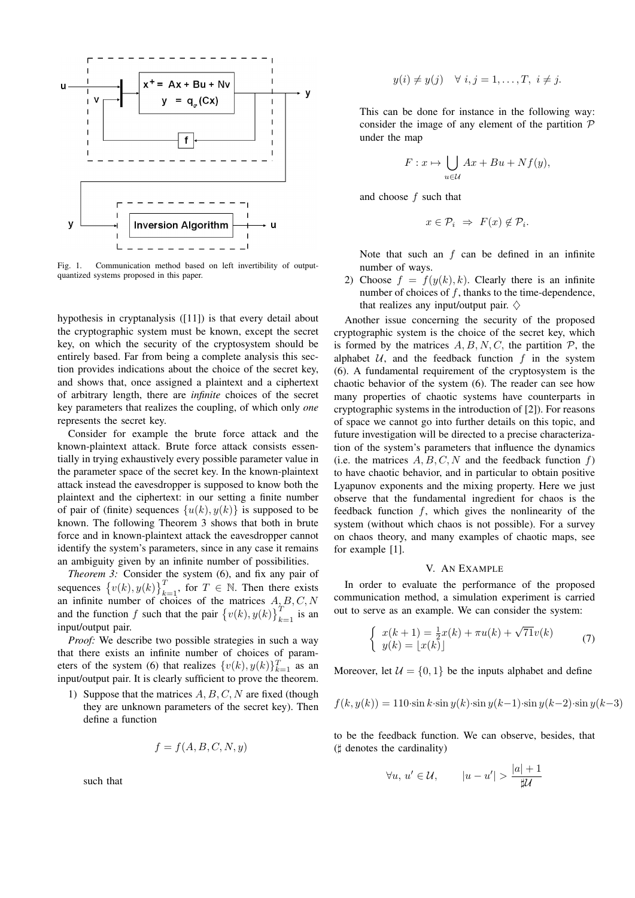Fig. 1. Communication method based on left invertibility of output-quantized systems proposed in this paper.

hypothesis in cryptanalysis ([11]) is that every detail about the cryptographic system must be known, except the secret key, on which the security of the cryptosystem should be entirely based. Far from being a complete analysis this section provides indications about the choice of the secret key, and shows that, once assigned a plaintext and a ciphertext of arbitrary length, there are *infinite* choices of the secret key parameters that realizes the coupling, of which only *one* represents the secret key.

Consider for example the brute force attack and the known-plaintext attack. Brute force attack consists essentially in trying exhaustively every possible parameter value in the parameter space of the secret key. In the known-plaintext attack instead the eavesdropper is supposed to know both the plaintext and the ciphertext: in our setting a finite number of pair of (finite) sequences $\{u(k), y(k)\}$ is supposed to be known. The following Theorem 3 shows that both in brute force and in known-plaintext attack the eavesdropper cannot identify the system's parameters, since in any case it remains an ambiguity given by an infinite number of possibilities.

*Theorem 3:* Consider the system (6), and fix any pair of sequences $\{v(k), y(k)\}_{k=1}^{T}$, for $T \in \mathbb{N}$. Then there exists an infinite number of choices of the matrices $A, B, C, N$ and the function $f$ such that the pair $\{v(k), y(k)\}_{k=1}^{T}$ is an input/output pair.

*Proof:* We describe two possible strategies in such a way that there exists an infinite number of choices of parameters of the system (6) that realizes $\{v(k), y(k)\}_{k=1}^{T}$ as an input/output pair. It is clearly sufficient to prove the theorem.

1) Suppose that the matrices $A, B, C, N$ are fixed (though they are unknown parameters of the secret key). Then define a function

$$f = f(A, B, C, N, y)$$

such that

$$y(i) \neq y(j) \quad \forall\ i, j = 1, \ldots, T,\ i \neq j.$$

This can be done for instance in the following way: consider the image of any element of the partition $\mathcal{P}$ under the map

$$F : x \mapsto \bigcup_{u \in \mathcal{U}} Ax + Bu + Nf(y),$$

and choose $f$ such that

$$x \in \mathcal{P}_i \ \Rightarrow\ F(x) \notin \mathcal{P}_i.$$

Note that such an $f$ can be defined in an infinite number of ways.

2) Choose $f = f(y(k), k)$. Clearly there is an infinite number of choices of $f$, thanks to the time-dependence, that realizes any input/output pair. $\diamondsuit$

Another issue concerning the security of the proposed cryptographic system is the choice of the secret key, which is formed by the matrices $A, B, N, C$, the partition $\mathcal{P}$, the alphabet $\mathcal{U}$, and the feedback function $f$ in the system (6). A fundamental requirement of the cryptosystem is the chaotic behavior of the system (6). The reader can see how many properties of chaotic systems have counterparts in cryptographic systems in the introduction of [2]). For reasons of space we cannot go into further details on this topic, and future investigation will be directed to a precise characterization of the system's parameters that influence the dynamics (i.e. the matrices $A, B, C, N$ and the feedback function $f$) to have chaotic behavior, and in particular to obtain positive Lyapunov exponents and the mixing property. Here we just observe that the fundamental ingredient for chaos is the feedback function $f$, which gives the nonlinearity of the system (without which chaos is not possible). For a survey on chaos theory, and many examples of chaotic maps, see for example [1].

## V. An Example

In order to evaluate the performance of the proposed communication method, a simulation experiment is carried out to serve as an example. We can consider the system:

$$\begin{cases} x(k+1) = \frac{1}{2}x(k) + \pi u(k) + \sqrt{71}v(k) \\ y(k) = \lfloor x(k) \rfloor \end{cases} \tag{7}$$

Moreover, let $\mathcal{U} = \{0, 1\}$ be the inputs alphabet and define

$$f(k, y(k)) = 110 \cdot \sin k \cdot \sin y(k) \cdot \sin y(k-1) \cdot \sin y(k-2) \cdot \sin y(k-3)$$

to be the feedback function. We can observe, besides, that ($\sharp$ denotes the cardinality)

$$\forall u,\ u' \in \mathcal{U}, \qquad |u - u'| > \frac{|a| + 1}{\sharp \mathcal{U}}$$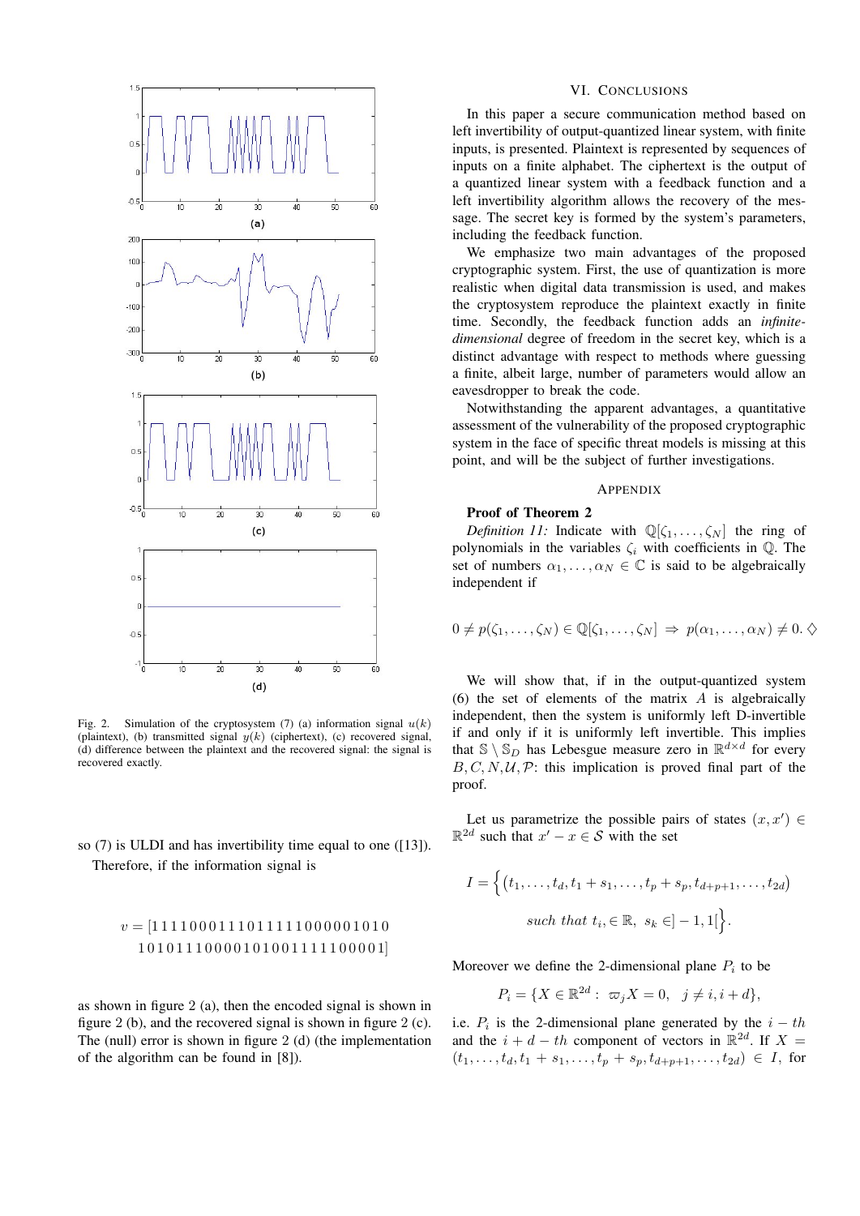Fig. 2. Simulation of the cryptosystem (7) (a) information signal $u(k)$ (plaintext), (b) transmitted signal $y(k)$ (ciphertext), (c) recovered signal, (d) difference between the plaintext and the recovered signal: the signal is recovered exactly.

so (7) is ULDI and has invertibility time equal to one ([13]).

Therefore, if the information signal is

$$v = [1\,1\,1\,1\,0\,0\,0\,1\,1\,1\,0\,1\,1\,1\,1\,1\,0\,0\,0\,0\,0\,1\,0\,1\,0\;1\,0\,1\,0\,1\,1\,1\,0\,0\,0\,0\,1\,0\,1\,0\,0\,1\,1\,1\,1\,1\,0\,0\,0\,0\,1]$$

as shown in figure 2 (a), then the encoded signal is shown in figure 2 (b), and the recovered signal is shown in figure 2 (c). The (null) error is shown in figure 2 (d) (the implementation of the algorithm can be found in [8]).

## VI. Conclusions

In this paper a secure communication method based on left invertibility of output-quantized linear system, with finite inputs, is presented. Plaintext is represented by sequences of inputs on a finite alphabet. The ciphertext is the output of a quantized linear system with a feedback function and a left invertibility algorithm allows the recovery of the message. The secret key is formed by the system's parameters, including the feedback function.

We emphasize two main advantages of the proposed cryptographic system. First, the use of quantization is more realistic when digital data transmission is used, and makes the cryptosystem reproduce the plaintext exactly in finite time. Secondly, the feedback function adds an *infinite-dimensional* degree of freedom in the secret key, which is a distinct advantage with respect to methods where guessing a finite, albeit large, number of parameters would allow an eavesdropper to break the code.

Notwithstanding the apparent advantages, a quantitative assessment of the vulnerability of the proposed cryptographic system in the face of specific threat models is missing at this point, and will be the subject of further investigations.

## Appendix

**Proof of Theorem 2**

*Definition 11:* Indicate with $\mathbb{Q}[\zeta_1, \ldots, \zeta_N]$ the ring of polynomials in the variables $\zeta_i$ with coefficients in $\mathbb{Q}$. The set of numbers $\alpha_1, \ldots, \alpha_N \in \mathbb{C}$ is said to be algebraically independent if

$$0 \neq p(\zeta_1, \ldots, \zeta_N) \in \mathbb{Q}[\zeta_1, \ldots, \zeta_N] \;\Rightarrow\; p(\alpha_1, \ldots, \alpha_N) \neq 0. \diamondsuit$$

We will show that, if in the output-quantized system (6) the set of elements of the matrix $A$ is algebraically independent, then the system is uniformly left D-invertible if and only if it is uniformly left invertible. This implies that $\mathbb{S} \setminus \mathbb{S}_D$ has Lebesgue measure zero in $\mathbb{R}^{d\times d}$ for every $B, C, N, \mathcal{U}, \mathcal{P}$: this implication is proved final part of the proof.

Let us parametrize the possible pairs of states $(x, x') \in \mathbb{R}^{2d}$ such that $x' - x \in \mathcal{S}$ with the set

$$I = \Big\{ \big(t_1, \ldots, t_d, t_1 + s_1, \ldots, t_p + s_p, t_{d+p+1}, \ldots, t_{2d}\big) \\ \text{such that } t_i, \in \mathbb{R},\; s_k \in ]-1, 1[ \Big\}.$$

Moreover we define the 2-dimensional plane $P_i$ to be

$$P_i = \{X \in \mathbb{R}^{2d} : \; \varpi_j X = 0, \;\; j \neq i, i+d\},$$

i.e. $P_i$ is the 2-dimensional plane generated by the $i-th$ and the $i+d-th$ component of vectors in $\mathbb{R}^{2d}$. If $X = (t_1, \ldots, t_d, t_1 + s_1, \ldots, t_p + s_p, t_{d+p+1}, \ldots, t_{2d}) \in I$, for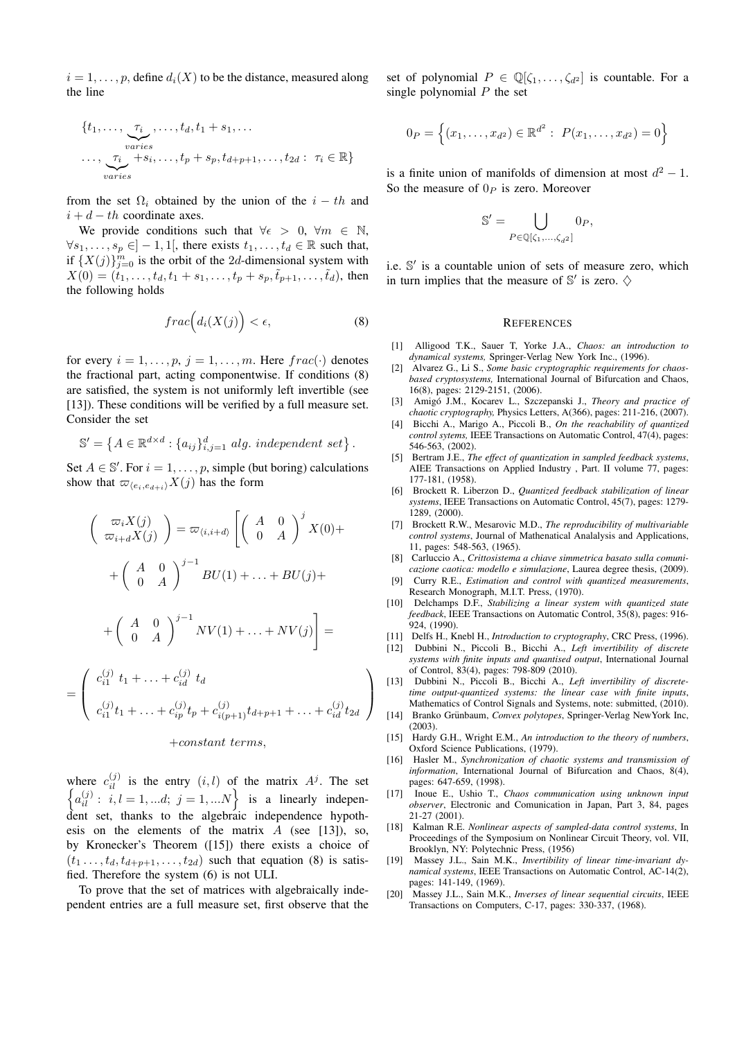$i = 1, \ldots, p$, define $d_i(X)$ to be the distance, measured along the line

$$\{t_1, \ldots, \underbrace{\tau_i}_{varies}, \ldots, t_d, t_1 + s_1, \ldots$$
$$\ldots, \underbrace{\tau_i}_{varies} + s_i, \ldots, t_p + s_p, t_{d+p+1}, \ldots, t_{2d} : \; \tau_i \in \mathbb{R}\}$$

from the set $\Omega_i$ obtained by the union of the $i-th$ and $i+d-th$ coordinate axes.

We provide conditions such that $\forall \epsilon > 0$, $\forall m \in \mathbb{N}$, $\forall s_1, \ldots, s_p \in ]-1, 1[$, there exists $t_1, \ldots, t_d \in \mathbb{R}$ such that, if $\{X(j)\}_{j=0}^m$ is the orbit of the $2d$-dimensional system with $X(0) = (t_1, \ldots, t_d, t_1 + s_1, \ldots, t_p + s_p, \tilde{t}_{p+1}, \ldots, \tilde{t}_d)$, then the following holds

$$frac\Big(d_i(X(j))\Big) < \epsilon, \tag{8}$$

for every $i = 1, \ldots, p$, $j = 1, \ldots, m$. Here $frac(\cdot)$ denotes the fractional part, acting componentwise. If conditions (8) are satisfied, the system is not uniformly left invertible (see [13]). These conditions will be verified by a full measure set. Consider the set

$$\mathbb{S}' = \left\{A \in \mathbb{R}^{d \times d} : \{a_{ij}\}_{i,j=1}^d \; alg.\; independent\; set\right\}.$$

Set $A \in \mathbb{S}'$. For $i = 1, \ldots, p$, simple (but boring) calculations show that $\varpi_{\langle e_i, e_{d+i}\rangle} X(j)$ has the form

$$\begin{pmatrix} \varpi_i X(j) \\ \varpi_{i+d} X(j) \end{pmatrix} = \varpi_{\langle i, i+d\rangle} \left[ \begin{pmatrix} A & 0 \\ 0 & A \end{pmatrix}^j X(0) + \right.$$
$$+ \begin{pmatrix} A & 0 \\ 0 & A \end{pmatrix}^{j-1} BU(1) + \ldots + BU(j) +$$
$$\left. + \begin{pmatrix} A & 0 \\ 0 & A \end{pmatrix}^{j-1} NV(1) + \ldots + NV(j) \right] =$$
$$= \begin{pmatrix} c_{i1}^{(j)}\, t_1 + \ldots + c_{id}^{(j)}\, t_d \\ c_{i1}^{(j)} t_1 + \ldots + c_{ip}^{(j)} t_p + c_{i(p+1)}^{(j)} t_{d+p+1} + \ldots + c_{id}^{(j)} t_{2d} \end{pmatrix}$$
$$+ constant\; terms,$$

where $c_{il}^{(j)}$ is the entry $(i, l)$ of the matrix $A^j$. The set $\left\{a_{il}^{(j)} : \; i, l = 1, \ldots d;\; j = 1, \ldots N\right\}$ is a linearly independent set, thanks to the algebraic independence hypothesis on the elements of the matrix $A$ (see [13]), so, by Kronecker's Theorem ([15]) there exists a choice of $(t_1 \ldots, t_d, t_{d+p+1}, \ldots, t_{2d})$ such that equation (8) is satisfied. Therefore the system (6) is not ULI.

To prove that the set of matrices with algebraically independent entries are a full measure set, first observe that the set of polynomial $P \in \mathbb{Q}[\zeta_1, \ldots, \zeta_{d^2}]$ is countable. For a single polynomial $P$ the set

$$0_P = \left\{(x_1, \ldots, x_{d^2}) \in \mathbb{R}^{d^2} : \; P(x_1, \ldots, x_{d^2}) = 0\right\}$$

is a finite union of manifolds of dimension at most $d^2 - 1$. So the measure of $0_P$ is zero. Moreover

$$\mathbb{S}' = \bigcup_{P \in \mathbb{Q}[\zeta_1, \ldots, \zeta_{d^2}]} 0_P,$$

i.e. $\mathbb{S}'$ is a countable union of sets of measure zero, which in turn implies that the measure of $\mathbb{S}'$ is zero. $\diamondsuit$

## References

[1] Alligood T.K., Sauer T, Yorke J.A., *Chaos: an introduction to dynamical systems,* Springer-Verlag New York Inc., (1996).

[2] Alvarez G., Li S., *Some basic cryptographic requirements for chaos-based cryptosystems,* International Journal of Bifurcation and Chaos, 16(8), pages: 2129-2151, (2006).

[3] Amigó J.M., Kocarev L., Szczepanski J., *Theory and practice of chaotic cryptography,* Physics Letters, A(366), pages: 211-216, (2007).

[4] Bicchi A., Marigo A., Piccoli B., *On the reachability of quantized control systems,* IEEE Transactions on Automatic Control, 47(4), pages: 546-563, (2002).

[5] Bertram J.E., *The effect of quantization in sampled feedback systems*, AIEE Transactions on Applied Industry , Part. II volume 77, pages: 177-181, (1958).

[6] Brockett R. Liberzon D., *Quantized feedback stabilization of linear systems*, IEEE Transactions on Automatic Control, 45(7), pages: 1279-1289, (2000).

[7] Brockett R.W., Mesarovic M.D., *The reproducibility of multivariable control systems*, Journal of Mathenatical Analalysis and Applications, 11, pages: 548-563, (1965).

[8] Carluccio A., *Crittosistema a chiave simmetrica basato sulla comunicazione caotica: modello e simulazione*, Laurea degree thesis, (2009).

[9] Curry R.E., *Estimation and control with quantized measurements*, Research Monograph, M.I.T. Press, (1970).

[10] Delchamps D.F., *Stabilizing a linear system with quantized state feedback*, IEEE Transactions on Automatic Control, 35(8), pages: 916-924, (1990).

[11] Delfs H., Knebl H., *Introduction to cryptography*, CRC Press, (1996).

[12] Dubbini N., Piccoli B., Bicchi A., *Left invertibility of discrete systems with finite inputs and quantised output*, International Journal of Control, 83(4), pages: 798-809 (2010).

[13] Dubbini N., Piccoli B., Bicchi A., *Left invertibility of discrete-time output-quantized systems: the linear case with finite inputs*, Mathematics of Control Signals and Systems, note: submitted, (2010).

[14] Branko Grünbaum, *Convex polytopes*, Springer-Verlag NewYork Inc, (2003).

[15] Hardy G.H., Wright E.M., *An introduction to the theory of numbers*, Oxford Science Publications, (1979).

[16] Hasler M., *Synchronization of chaotic systems and transmission of information*, International Journal of Bifurcation and Chaos, 8(4), pages: 647-659, (1998).

[17] Inoue E., Ushio T., *Chaos communication using unknown input observer*, Electronic and Comunication in Japan, Part 3, 84, pages 21-27 (2001).

[18] Kalman R.E. *Nonlinear aspects of sampled-data control systems*, In Proceedings of the Symposium on Nonlinear Circuit Theory, vol. VII, Brooklyn, NY: Polytechnic Press, (1956)

[19] Massey J.L., Sain M.K., *Invertibility of linear time-invariant dynamical systems*, IEEE Transactions on Automatic Control, AC-14(2), pages: 141-149, (1969).

[20] Massey J.L., Sain M.K., *Inverses of linear sequential circuits*, IEEE Transactions on Computers, C-17, pages: 330-337, (1968).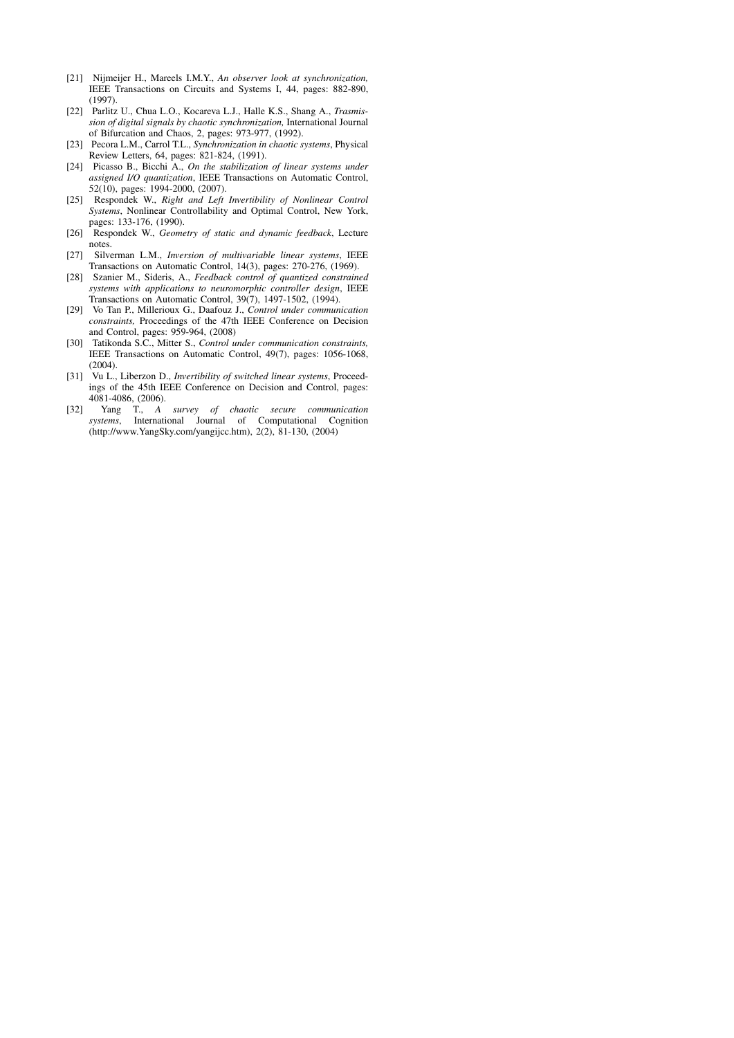- [21] Nijmeijer H., Mareels I.M.Y., *An observer look at synchronization,* IEEE Transactions on Circuits and Systems I, 44, pages: 882-890, (1997).
- [22] Parlitz U., Chua L.O., Kocareva L.J., Halle K.S., Shang A., *Trasmission of digital signals by chaotic synchronization,* International Journal of Bifurcation and Chaos, 2, pages: 973-977, (1992).
- [23] Pecora L.M., Carrol T.L., *Synchronization in chaotic systems*, Physical Review Letters, 64, pages: 821-824, (1991).
- [24] Picasso B., Bicchi A., *On the stabilization of linear systems under assigned I/O quantization*, IEEE Transactions on Automatic Control, 52(10), pages: 1994-2000, (2007).
- [25] Respondek W., *Right and Left Invertibility of Nonlinear Control Systems*, Nonlinear Controllability and Optimal Control, New York, pages: 133-176, (1990).
- [26] Respondek W., *Geometry of static and dynamic feedback*, Lecture notes.
- [27] Silverman L.M., *Inversion of multivariable linear systems*, IEEE Transactions on Automatic Control, 14(3), pages: 270-276, (1969).
- [28] Szanier M., Sideris, A., *Feedback control of quantized constrained systems with applications to neuromorphic controller design*, IEEE Transactions on Automatic Control, 39(7), 1497-1502, (1994).
- [29] Vo Tan P., Millerioux G., Daafouz J., *Control under communication constraints,* Proceedings of the 47th IEEE Conference on Decision and Control, pages: 959-964, (2008)
- [30] Tatikonda S.C., Mitter S., *Control under communication constraints,* IEEE Transactions on Automatic Control, 49(7), pages: 1056-1068, (2004).
- [31] Vu L., Liberzon D., *Invertibility of switched linear systems*, Proceedings of the 45th IEEE Conference on Decision and Control, pages: 4081-4086, (2006).
- [32] Yang T., *A survey of chaotic secure communication systems*, International Journal of Computational Cognition (http://www.YangSky.com/yangijcc.htm), 2(2), 81-130, (2004)